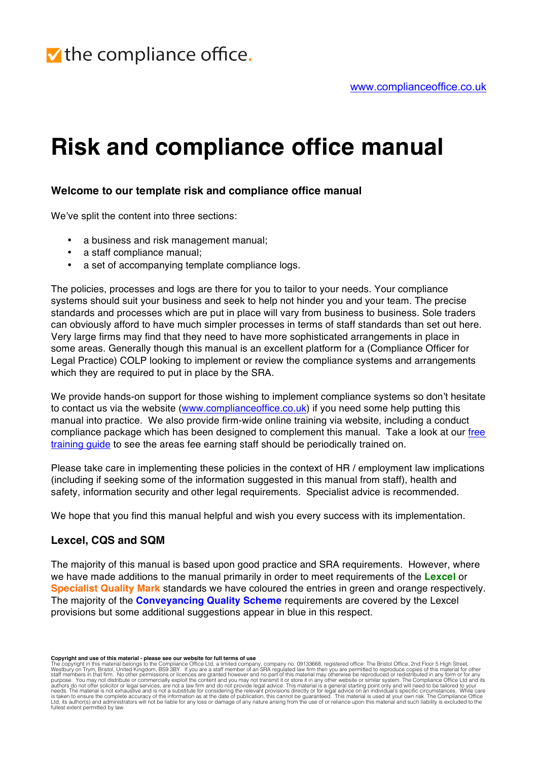the compliance office.

www.complianceoffice.co.uk

# Risk and compliance office manual

### Welcome to our template risk and compliance office manual

We've split the content into three sections:

- a business and risk management manual;
- a staff compliance manual;
- a set of accompanying template compliance logs.

The policies, processes and logs are there for you to tailor to your needs. Your compliance systems should suit your business and seek to help not hinder you and your team. The precise standards and processes which are put in place will vary from business to business. Sole traders can obviously afford to have much simpler processes in terms of staff standards than set out here. Very large firms may find that they need to have more sophisticated arrangements in place in some areas. Generally though this manual is an excellent platform for a (Compliance Officer for Legal Practice) COLP looking to implement or review the compliance systems and arrangements which they are required to put in place by the SRA.

We provide hands-on support for those wishing to implement compliance systems so don't hesitate to contact us via the website (www.complianceoffice.co.uk) if you need some help putting this manual into practice. We also provide firm-wide online training via website, including a conduct compliance package which has been designed to complement this manual. Take a look at our free training guide to see the areas fee earning staff should be periodically trained on.

Please take care in implementing these policies in the context of HR / employment law implications (including if seeking some of the information suggested in this manual from staff), health and safety, information security and other legal requirements. Specialist advice is recommended.

We hope that you find this manual helpful and wish you every success with its implementation.

### Lexcel, CQS and SQM

The majority of this manual is based upon good practice and SRA requirements. However, where we have made additions to the manual primarily in order to meet requirements of the **Lexcel** or **Specialist Quality Mark** standards we have coloured the entries in green and orange respectively. The majority of the **Conveyancing Quality Scheme** requirements are covered by the Lexcel provisions but some additional suggestions appear in blue in this respect.

**Copyright and use of this material - please see our website for full terms of use**
The copyright in this material belongs to the Compliance Office Ltd, a limited company, company no. 09133668, registered office: The Bristol Office, 2nd Floor 5 High Street, Westbury on Trym, Bristol, United Kingdom, BS9 3BY. If you are a staff member of an SRA regulated law firm then you are permitted to reproduce copies of this material for other staff members in that firm. No other permissions or licences are granted however and no part of this material may otherwise be reproduced or redistributed in any form or for any purpose. You may not distribute or commercially exploit the content and you may not transmit it or store it in any other website or similar system. The Compliance Office Ltd and its authors do not offer solicitor or legal services, are not a law firm and do not provide legal advice. This material is a general starting point only and will need to be tailored to your needs. The material is not exhaustive and is not a substitute for considering the relevant provisions directly or for legal advice on an individual's specific circumstances. While care is taken to ensure the complete accuracy of the information as at the date of publication, this cannot be guaranteed. This material is used at your own risk. The Compliance Office Ltd, its author(s) and administrators will not be liable for any loss or damage of any nature arising from the use of or reliance upon this material and such liability is excluded to the fullest extent permitted by law.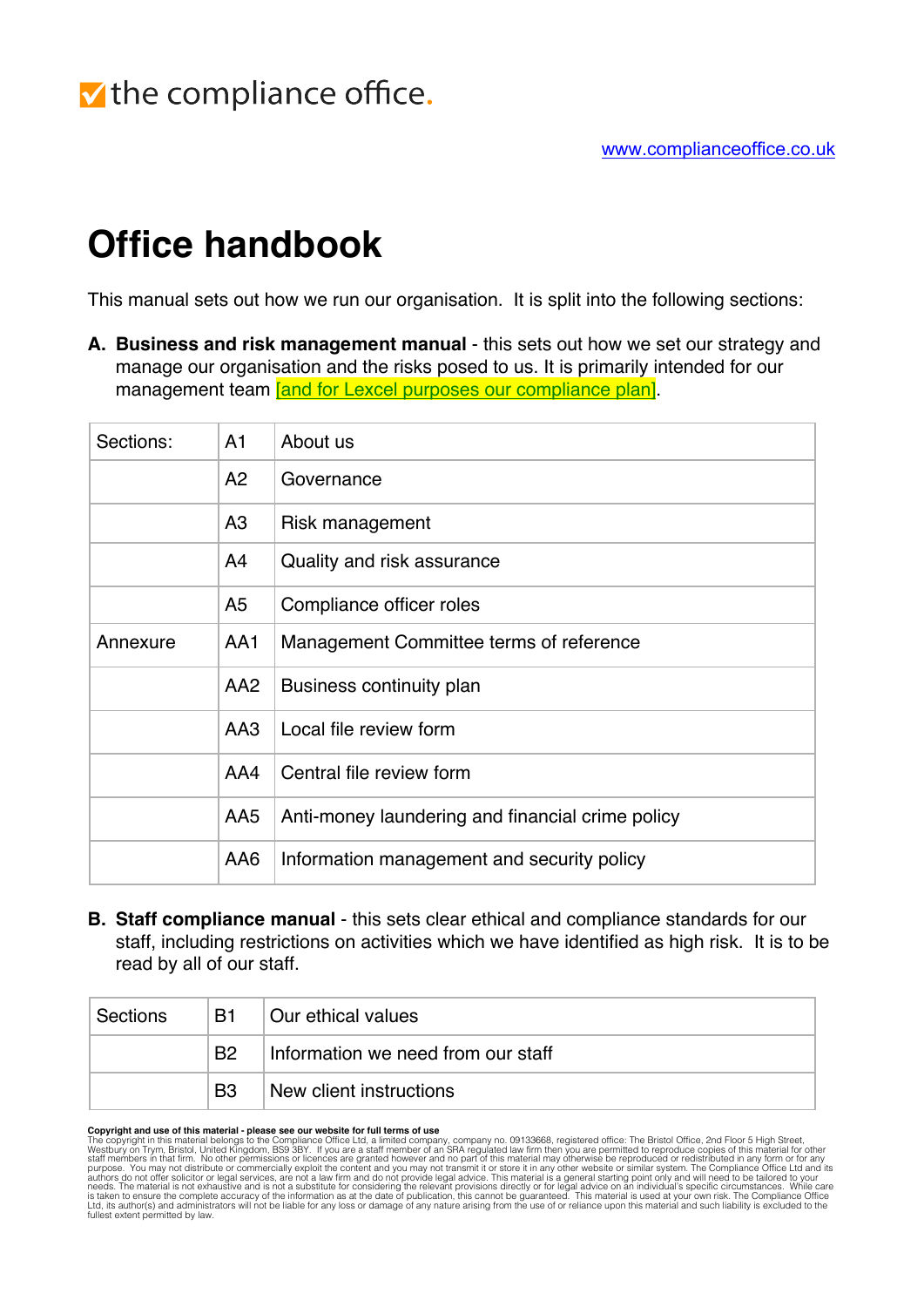the compliance office.

www.complianceoffice.co.uk

# Office handbook

This manual sets out how we run our organisation. It is split into the following sections:

**A. Business and risk management manual** - this sets out how we set our strategy and manage our organisation and the risks posed to us. It is primarily intended for our management team [and for Lexcel purposes our compliance plan].

| Sections: | A1 | About us |
|---|---|---|
| | A2 | Governance |
| | A3 | Risk management |
| | A4 | Quality and risk assurance |
| | A5 | Compliance officer roles |
| Annexure | AA1 | Management Committee terms of reference |
| | AA2 | Business continuity plan |
| | AA3 | Local file review form |
| | AA4 | Central file review form |
| | AA5 | Anti-money laundering and financial crime policy |
| | AA6 | Information management and security policy |

**B. Staff compliance manual** - this sets clear ethical and compliance standards for our staff, including restrictions on activities which we have identified as high risk. It is to be read by all of our staff.

| Sections | B1 | Our ethical values |
|---|---|---|
| | B2 | Information we need from our staff |
| | B3 | New client instructions |

**Copyright and use of this material - please see our website for full terms of use**
The copyright in this material belongs to the Compliance Office Ltd, a limited company, company no. 09133668, registered office: The Bristol Office, 2nd Floor 5 High Street, Westbury on Trym, Bristol, United Kingdom, BS9 3BY. If you are a staff member of an SRA regulated law firm then you are permitted to reproduce copies of this material for other staff members in that firm. No other permissions or licences are granted however and no part of this material may otherwise be reproduced or redistributed in any form or for any purpose. You may not distribute or commercially exploit the content and you may not transmit it or store it in any other website or similar system. The Compliance Office Ltd and its authors do not offer solicitor or legal services, are not a law firm and do not provide legal advice. This material is a general starting point only and will need to be tailored to your needs. The material is not exhaustive and is not a substitute for considering the relevant provisions directly or for legal advice on an individual's specific circumstances. While care is taken to ensure the complete accuracy of the information as at the date of publication, this cannot be guaranteed. This material is used at your own risk. The Compliance Office Ltd, its author(s) and administrators will not be liable for any loss or damage of any nature arising from the use of or reliance upon this material and such liability is excluded to the fullest extent permitted by law.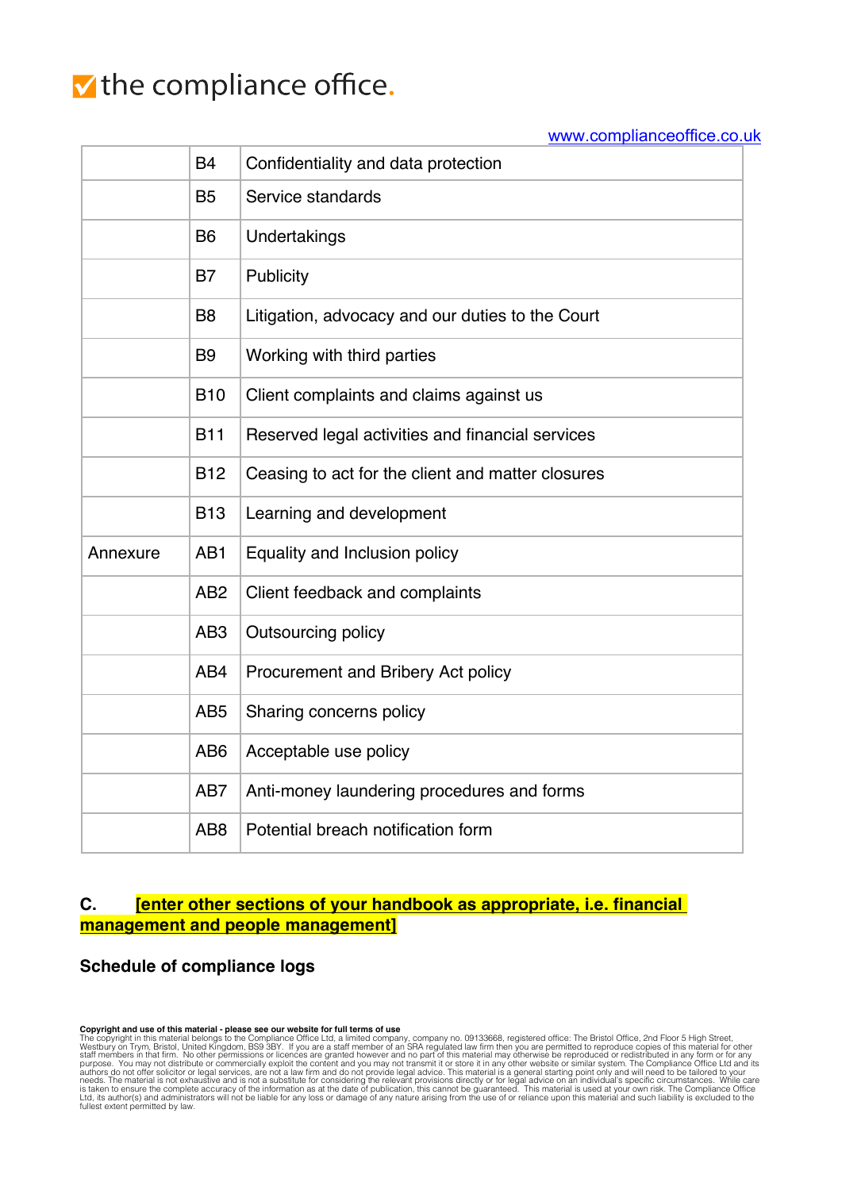|  |  |  |
|---|---|---|
|  | B4 | Confidentiality and data protection |
|  | B5 | Service standards |
|  | B6 | Undertakings |
|  | B7 | Publicity |
|  | B8 | Litigation, advocacy and our duties to the Court |
|  | B9 | Working with third parties |
|  | B10 | Client complaints and claims against us |
|  | B11 | Reserved legal activities and financial services |
|  | B12 | Ceasing to act for the client and matter closures |
|  | B13 | Learning and development |
| Annexure | AB1 | Equality and Inclusion policy |
|  | AB2 | Client feedback and complaints |
|  | AB3 | Outsourcing policy |
|  | AB4 | Procurement and Bribery Act policy |
|  | AB5 | Sharing concerns policy |
|  | AB6 | Acceptable use policy |
|  | AB7 | Anti-money laundering procedures and forms |
|  | AB8 | Potential breach notification form |

**C. [enter other sections of your handbook as appropriate, i.e. financial management and people management]**

**Schedule of compliance logs**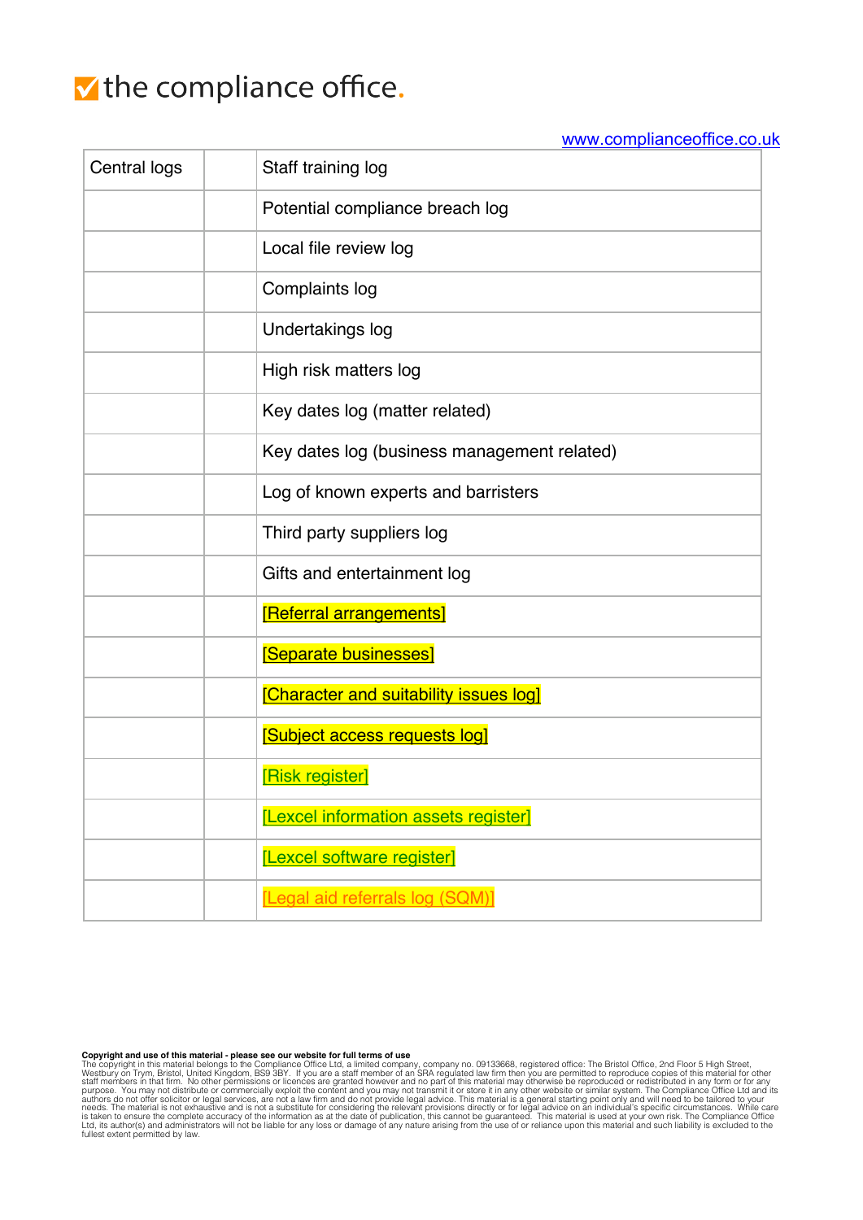☑ the compliance office.

www.complianceoffice.co.uk

| | | |
|---|---|---|
| Central logs | | Staff training log |
| | | Potential compliance breach log |
| | | Local file review log |
| | | Complaints log |
| | | Undertakings log |
| | | High risk matters log |
| | | Key dates log (matter related) |
| | | Key dates log (business management related) |
| | | Log of known experts and barristers |
| | | Third party suppliers log |
| | | Gifts and entertainment log |
| | | [Referral arrangements] |
| | | [Separate businesses] |
| | | [Character and suitability issues log] |
| | | [Subject access requests log] |
| | | [Risk register] |
| | | [Lexcel information assets register] |
| | | [Lexcel software register] |
| | | [Legal aid referrals log (SQM)] |

**Copyright and use of this material - please see our website for full terms of use**
The copyright in this material belongs to the Compliance Office Ltd, a limited company, company no. 09133668, registered office: The Bristol Office, 2nd Floor 5 High Street, Westbury on Trym, Bristol, United Kingdom, BS9 3BY. If you are a staff member of an SRA regulated law firm then you are permitted to reproduce copies of this material for other staff members in that firm. No other permissions or licences are granted however and no part of this material may otherwise be reproduced or redistributed in any form or for any purpose. You may not distribute or commercially exploit the content and you may not transmit it or store it in any other website or similar system. The Compliance Office Ltd and its authors do not offer solicitor or legal services, are not a law firm and do not provide legal advice. This material is a general starting point only and will need to be tailored to your needs. The material is not exhaustive and is not a substitute for considering the relevant provisions directly or for legal advice on an individual's specific circumstances. While care is taken to ensure the complete accuracy of the information as at the date of publication, this cannot be guaranteed. This material is used at your own risk. The Compliance Office Ltd, its author(s) and administrators will not be liable for any loss or damage of any nature arising from the use of or reliance upon this material and such liability is excluded to the fullest extent permitted by law.